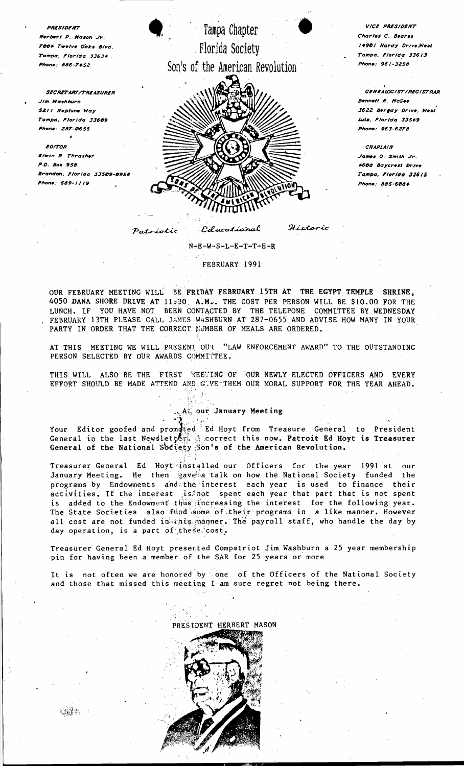**PRESIDENT**
Herbert P. Mason Jr.
7004 Twelve Oaks Blvd.
Tampa, Florida 33634
Phone: 886-7452

**SECRETARY/TREASURER**
Jim Washburn
5211 Neptune Way
Tampa, Florida 33609
Phone: 287-0655

**EDITOR**
Elwin R. Thrasher
P.O. Box 950
Brandon, Florida 33509-0950
Phone: 689-1119

# Tampa Chapter
# Florida Society
# Son's of the American Revolution

**VICE PRESIDENT**
Charles C. Bearss
14901 Hardy Drive,West
Tampa, Florida 33613
Phone: 961-3250

**GENEALOGIST/REGISTRAR**
Bennett H. McGee
3622 Bergdy Drive, West
Lutz, Florida 33549
Phone: 963-6270

**CHAPLAIN**
James O. Smith Jr.
4600 Baycrest Drive
Tampa, Florida 33615
Phone: 885-6004

*Patriotic Educational Historic*

N-E-W-S-L-E-T-T-E-R

FEBRUARY 1991

OUR FEBRUARY MEETING WILL BE **FRIDAY FEBRUARY 15TH AT THE EGYPT TEMPLE SHRINE,** 4050 **DANA SHORE DRIVE AT** 11:30 **A.M..** THE COST PER PERSON WILL BE $10.00 FOR THE LUNCH. IF YOU HAVE NOT BEEN CONTACTED BY THE TELEPONE COMMITTEE BY WEDNESDAY FEBRUARY 13TH PLEASE CALL JAMES WASHBURN AT 287-0655 AND ADVISE HOW MANY IN YOUR PARTY IN ORDER THAT THE CORRECT NUMBER OF MEALS ARE ORDERED.

AT THIS MEETING WE WILL PRESENT OUR "LAW ENFORCEMENT AWARD" TO THE OUTSTANDING PERSON SELECTED BY OUR AWARDS COMMITTEE.

THIS WILL ALSO BE THE FIRST MEETING OF OUR NEWLY ELECTED OFFICERS AND EVERY EFFORT SHOULD BE MADE ATTEND AND GIVE THEM OUR MORAL SUPPORT FOR THE YEAR AHEAD.

## At our January Meeting

Your Editor goofed and promoted Ed Hoyt from Treasure General to President General in the last Newsletter. I correct this now. **Patroit Ed Hoyt is Treasurer General of the National Society Son's of the American Revolution.**

Treasurer General Ed Hoyt installed our Officers for the year 1991 at our January Meeting. He then gave a talk on how the National Society funded the programs by Endowments and the interest each year is used to finance their activities. If the interest is not spent each year that part that is not spent is added to the Endowment thus increasing the interest for the following year. The State Societies also fund some of their programs in a like manner. However all cost are not funded in this manner. The payroll staff, who handle the day by day operation, is a part of these cost.

Treasurer General Ed Hoyt presented Compatriot Jim Washburn a 25 year membership pin for having been a member of the SAR for 25 years or more

It is not often we are honored by one of the Officers of the National Society and those that missed this meeting I am sure regret not being there.

PRESIDENT HERBERT MASON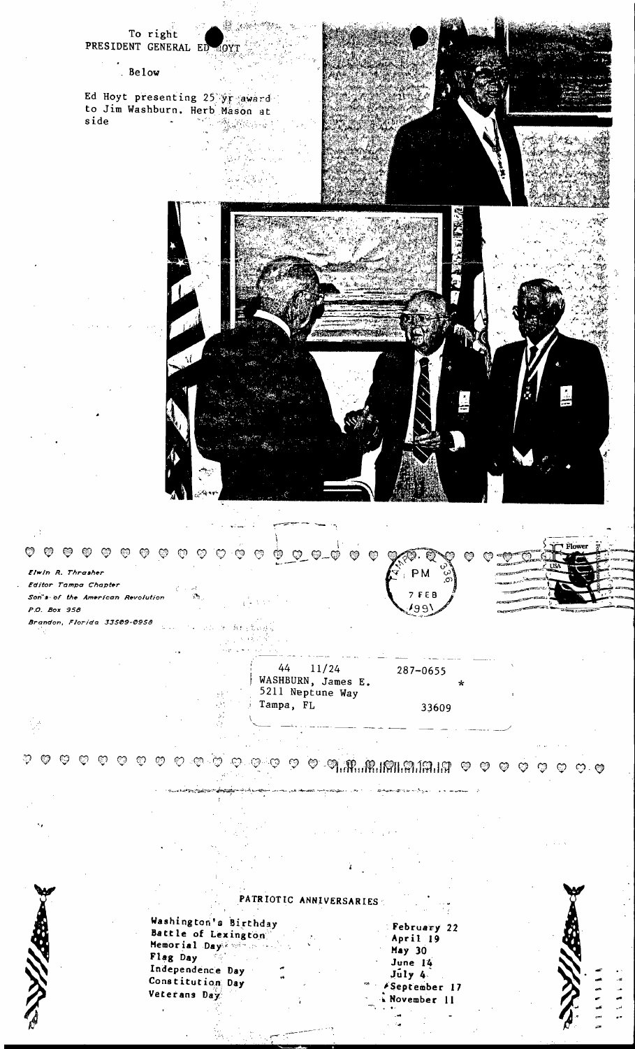To right
PRESIDENT GENERAL ED HOYT

Below

Ed Hoyt presenting 25 yr award to Jim Washburn, Herb Mason at side

*Elwin R. Thrasher*
*Editor Tampa Chapter*
*Son's of the American Revolution*
*P.O. Box 958*
*Brandon, Florida 33509-0958*

TAMPA, FL 336
PM
7 FEB
1991

44 11/24 287-0655
WASHBURN, James E. *
5211 Neptune Way
Tampa, FL 33609

## PATRIOTIC ANNIVERSARIES

| | |
|---|---|
| Washington's Birthday | February 22 |
| Battle of Lexington | April 19 |
| Memorial Day | May 30 |
| Flag Day | June 14 |
| Independence Day | July 4 |
| Constitution Day | September 17 |
| Veterans Day | November 11 |